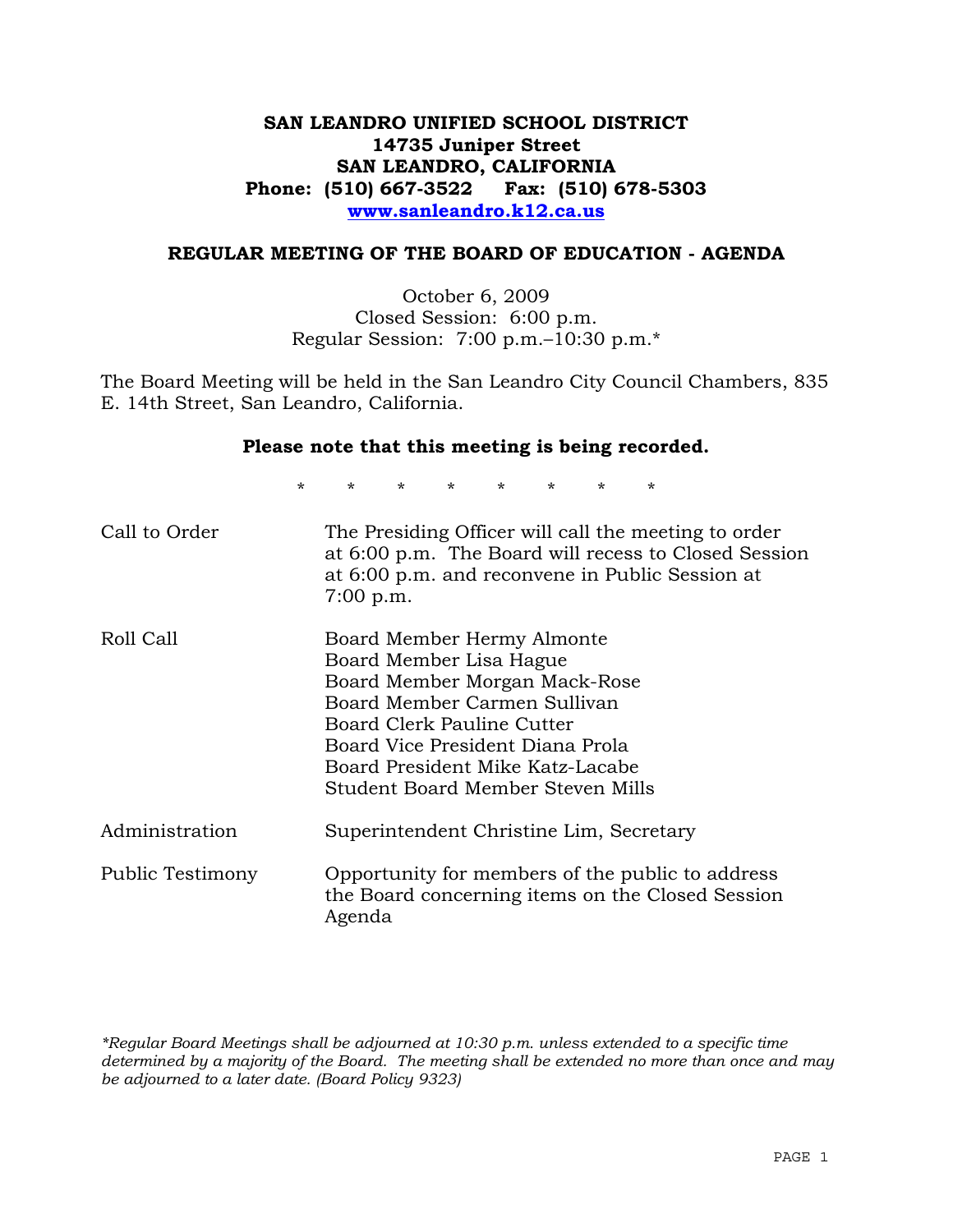# SAN LEANDRO UNIFIED SCHOOL DISTRICT
**14735 Juniper Street**
**SAN LEANDRO, CALIFORNIA**
**Phone: (510) 667-3522 Fax: (510) 678-5303**
**www.sanleandro.k12.ca.us**

## REGULAR MEETING OF THE BOARD OF EDUCATION - AGENDA

October 6, 2009
Closed Session: 6:00 p.m.
Regular Session: 7:00 p.m.–10:30 p.m.*

The Board Meeting will be held in the San Leandro City Council Chambers, 835 E. 14th Street, San Leandro, California.

**Please note that this meeting is being recorded.**

\* \* \* \* \* \* \* \*

| | |
|---|---|
| Call to Order | The Presiding Officer will call the meeting to order at 6:00 p.m. The Board will recess to Closed Session at 6:00 p.m. and reconvene in Public Session at 7:00 p.m. |
| Roll Call | Board Member Hermy Almonte<br>Board Member Lisa Hague<br>Board Member Morgan Mack-Rose<br>Board Member Carmen Sullivan<br>Board Clerk Pauline Cutter<br>Board Vice President Diana Prola<br>Board President Mike Katz-Lacabe<br>Student Board Member Steven Mills |
| Administration | Superintendent Christine Lim, Secretary |
| Public Testimony | Opportunity for members of the public to address the Board concerning items on the Closed Session Agenda |

*\*Regular Board Meetings shall be adjourned at 10:30 p.m. unless extended to a specific time determined by a majority of the Board. The meeting shall be extended no more than once and may be adjourned to a later date. (Board Policy 9323)*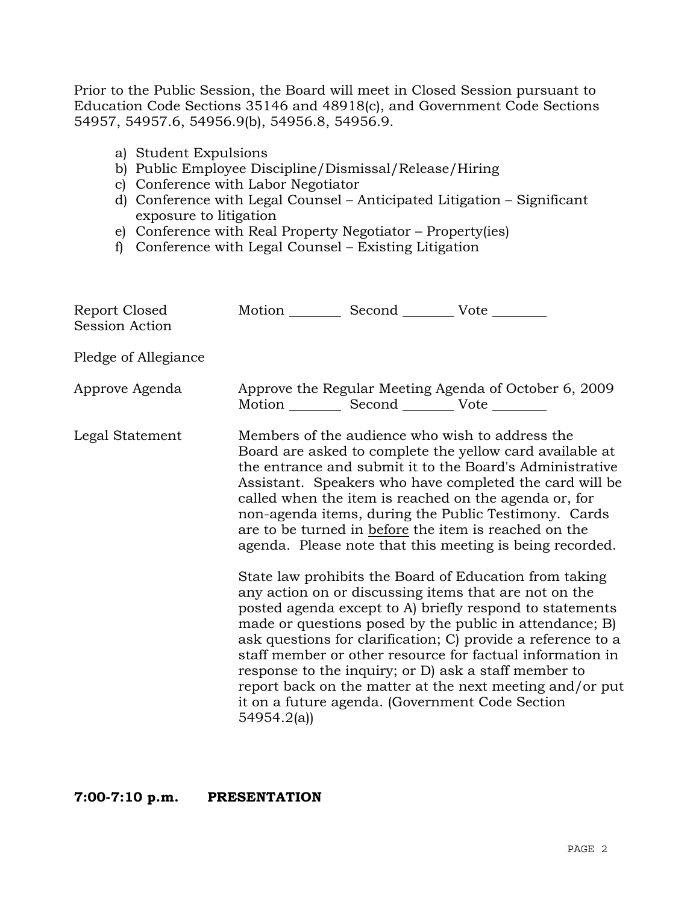Prior to the Public Session, the Board will meet in Closed Session pursuant to Education Code Sections 35146 and 48918(c), and Government Code Sections 54957, 54957.6, 54956.9(b), 54956.8, 54956.9.

a) Student Expulsions
b) Public Employee Discipline/Dismissal/Release/Hiring
c) Conference with Labor Negotiator
d) Conference with Legal Counsel – Anticipated Litigation – Significant exposure to litigation
e) Conference with Real Property Negotiator – Property(ies)
f) Conference with Legal Counsel – Existing Litigation

Report Closed Session Action — Motion ________ Second ________ Vote ________

Pledge of Allegiance

Approve Agenda — Approve the Regular Meeting Agenda of October 6, 2009
Motion ________ Second ________ Vote ________

Legal Statement — Members of the audience who wish to address the Board are asked to complete the yellow card available at the entrance and submit it to the Board's Administrative Assistant. Speakers who have completed the card will be called when the item is reached on the agenda or, for non-agenda items, during the Public Testimony. Cards are to be turned in before the item is reached on the agenda. Please note that this meeting is being recorded.

State law prohibits the Board of Education from taking any action on or discussing items that are not on the posted agenda except to A) briefly respond to statements made or questions posed by the public in attendance; B) ask questions for clarification; C) provide a reference to a staff member or other resource for factual information in response to the inquiry; or D) ask a staff member to report back on the matter at the next meeting and/or put it on a future agenda. (Government Code Section 54954.2(a))

**7:00-7:10 p.m. PRESENTATION**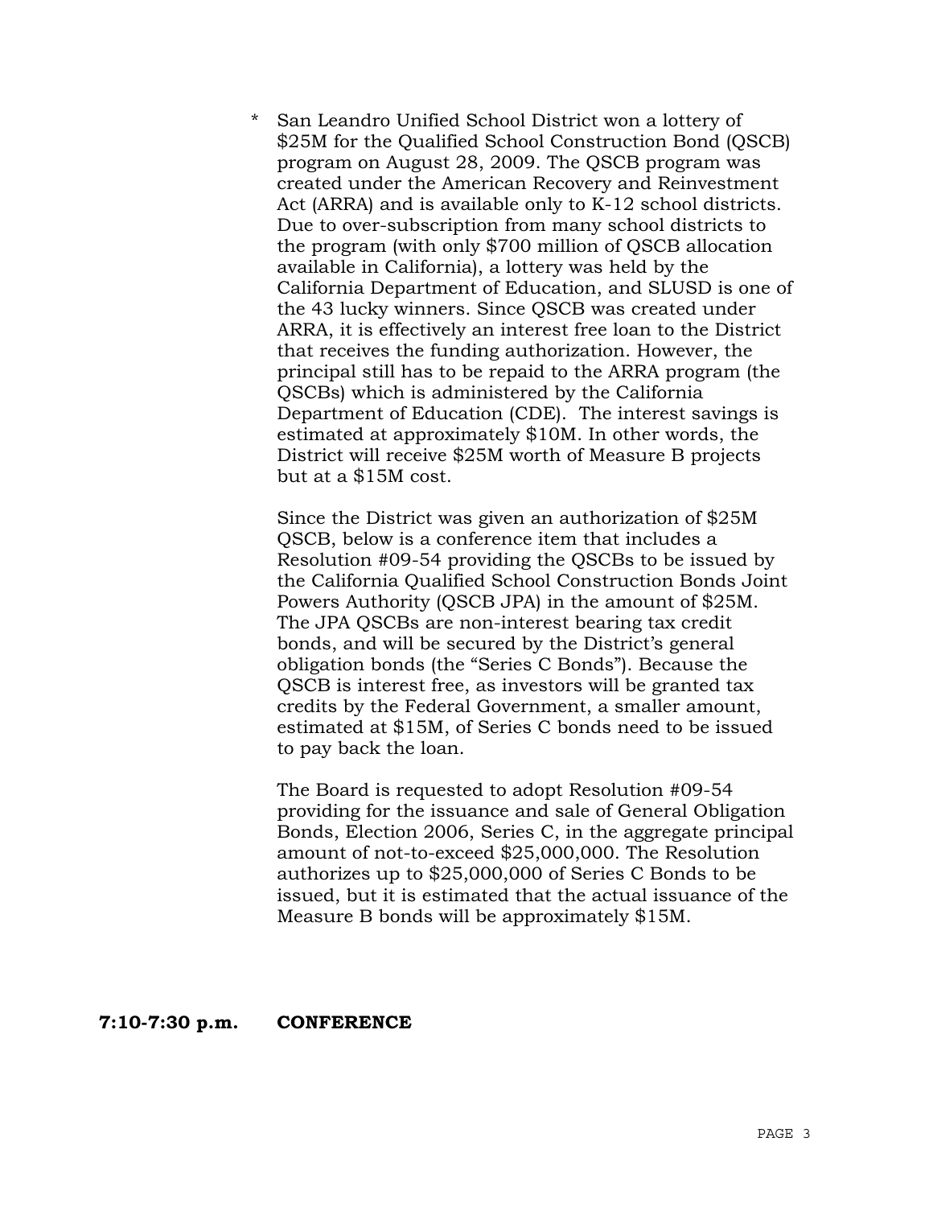* San Leandro Unified School District won a lottery of $25M for the Qualified School Construction Bond (QSCB) program on August 28, 2009. The QSCB program was created under the American Recovery and Reinvestment Act (ARRA) and is available only to K-12 school districts. Due to over-subscription from many school districts to the program (with only $700 million of QSCB allocation available in California), a lottery was held by the California Department of Education, and SLUSD is one of the 43 lucky winners. Since QSCB was created under ARRA, it is effectively an interest free loan to the District that receives the funding authorization. However, the principal still has to be repaid to the ARRA program (the QSCBs) which is administered by the California Department of Education (CDE). The interest savings is estimated at approximately $10M. In other words, the District will receive $25M worth of Measure B projects but at a $15M cost.

  Since the District was given an authorization of $25M QSCB, below is a conference item that includes a Resolution #09-54 providing the QSCBs to be issued by the California Qualified School Construction Bonds Joint Powers Authority (QSCB JPA) in the amount of $25M. The JPA QSCBs are non-interest bearing tax credit bonds, and will be secured by the District's general obligation bonds (the "Series C Bonds"). Because the QSCB is interest free, as investors will be granted tax credits by the Federal Government, a smaller amount, estimated at $15M, of Series C bonds need to be issued to pay back the loan.

  The Board is requested to adopt Resolution #09-54 providing for the issuance and sale of General Obligation Bonds, Election 2006, Series C, in the aggregate principal amount of not-to-exceed $25,000,000. The Resolution authorizes up to $25,000,000 of Series C Bonds to be issued, but it is estimated that the actual issuance of the Measure B bonds will be approximately $15M.

**7:10-7:30 p.m.** **CONFERENCE**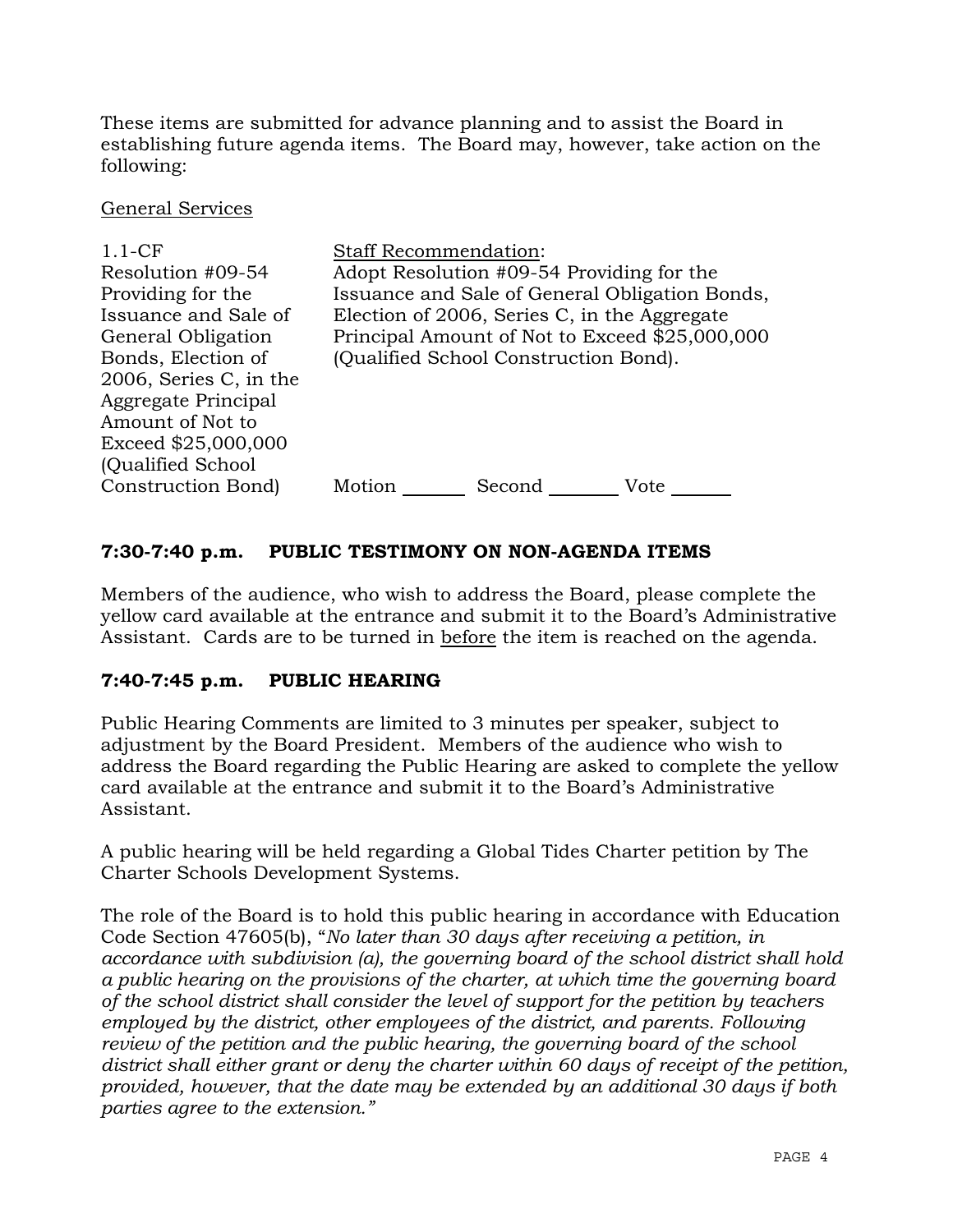These items are submitted for advance planning and to assist the Board in establishing future agenda items. The Board may, however, take action on the following:

General Services

| | |
|---|---|
| 1.1-CF<br>Resolution #09-54 Providing for the Issuance and Sale of General Obligation Bonds, Election of 2006, Series C, in the Aggregate Principal Amount of Not to Exceed $25,000,000 (Qualified School Construction Bond) | Staff Recommendation:<br>Adopt Resolution #09-54 Providing for the Issuance and Sale of General Obligation Bonds, Election of 2006, Series C, in the Aggregate Principal Amount of Not to Exceed $25,000,000 (Qualified School Construction Bond).<br><br>Motion _______ Second _______ Vote _______ |

## 7:30-7:40 p.m. PUBLIC TESTIMONY ON NON-AGENDA ITEMS

Members of the audience, who wish to address the Board, please complete the yellow card available at the entrance and submit it to the Board's Administrative Assistant. Cards are to be turned in before the item is reached on the agenda.

## 7:40-7:45 p.m. PUBLIC HEARING

Public Hearing Comments are limited to 3 minutes per speaker, subject to adjustment by the Board President. Members of the audience who wish to address the Board regarding the Public Hearing are asked to complete the yellow card available at the entrance and submit it to the Board's Administrative Assistant.

A public hearing will be held regarding a Global Tides Charter petition by The Charter Schools Development Systems.

The role of the Board is to hold this public hearing in accordance with Education Code Section 47605(b), "*No later than 30 days after receiving a petition, in accordance with subdivision (a), the governing board of the school district shall hold a public hearing on the provisions of the charter, at which time the governing board of the school district shall consider the level of support for the petition by teachers employed by the district, other employees of the district, and parents. Following review of the petition and the public hearing, the governing board of the school district shall either grant or deny the charter within 60 days of receipt of the petition, provided, however, that the date may be extended by an additional 30 days if both parties agree to the extension.*"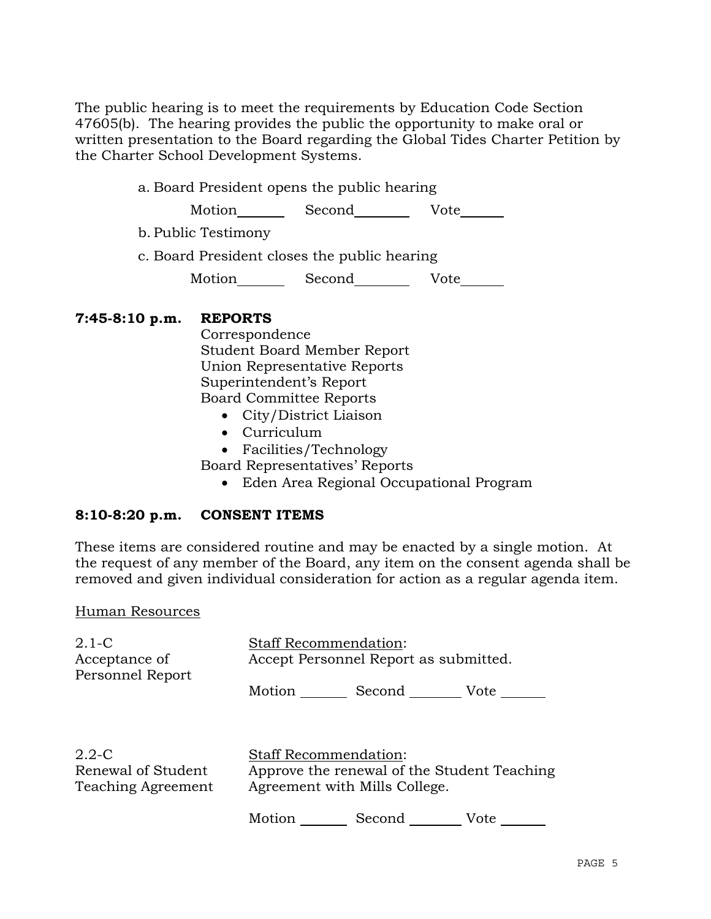The public hearing is to meet the requirements by Education Code Section 47605(b). The hearing provides the public the opportunity to make oral or written presentation to the Board regarding the Global Tides Charter Petition by the Charter School Development Systems.

a. Board President opens the public hearing

Motion\_\_\_\_\_\_ Second\_\_\_\_\_\_ Vote\_\_\_\_\_\_

b. Public Testimony

c. Board President closes the public hearing

Motion\_\_\_\_\_\_ Second\_\_\_\_\_\_ Vote\_\_\_\_\_\_

**7:45-8:10 p.m. REPORTS**

Correspondence
Student Board Member Report
Union Representative Reports
Superintendent's Report
Board Committee Reports

- City/District Liaison
- Curriculum
- Facilities/Technology

Board Representatives' Reports

- Eden Area Regional Occupational Program

**8:10-8:20 p.m. CONSENT ITEMS**

These items are considered routine and may be enacted by a single motion. At the request of any member of the Board, any item on the consent agenda shall be removed and given individual consideration for action as a regular agenda item.

Human Resources

2.1-C
Acceptance of Personnel Report

Staff Recommendation:
Accept Personnel Report as submitted.

Motion \_\_\_\_\_\_ Second \_\_\_\_\_\_ Vote \_\_\_\_\_\_

2.2-C
Renewal of Student Teaching Agreement

Staff Recommendation:
Approve the renewal of the Student Teaching Agreement with Mills College.

Motion \_\_\_\_\_\_ Second \_\_\_\_\_\_ Vote \_\_\_\_\_\_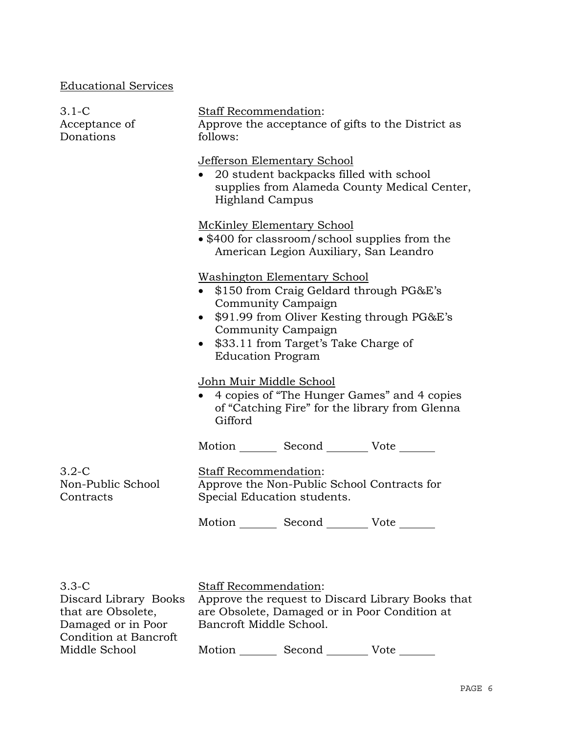## Educational Services

**3.1-C Acceptance of Donations**

Staff Recommendation:
Approve the acceptance of gifts to the District as follows:

Jefferson Elementary School

- 20 student backpacks filled with school supplies from Alameda County Medical Center, Highland Campus

McKinley Elementary School

- $400 for classroom/school supplies from the American Legion Auxiliary, San Leandro

Washington Elementary School

- $150 from Craig Geldard through PG&E's Community Campaign
- $91.99 from Oliver Kesting through PG&E's Community Campaign
- $33.11 from Target's Take Charge of Education Program

John Muir Middle School

- 4 copies of "The Hunger Games" and 4 copies of "Catching Fire" for the library from Glenna Gifford

Motion _______ Second _______ Vote _______

**3.2-C Non-Public School Contracts**

Staff Recommendation:
Approve the Non-Public School Contracts for Special Education students.

Motion _______ Second _______ Vote _______

**3.3-C Discard Library Books that are Obsolete, Damaged or in Poor Condition at Bancroft Middle School**

Staff Recommendation:
Approve the request to Discard Library Books that are Obsolete, Damaged or in Poor Condition at Bancroft Middle School.

Motion _______ Second _______ Vote _______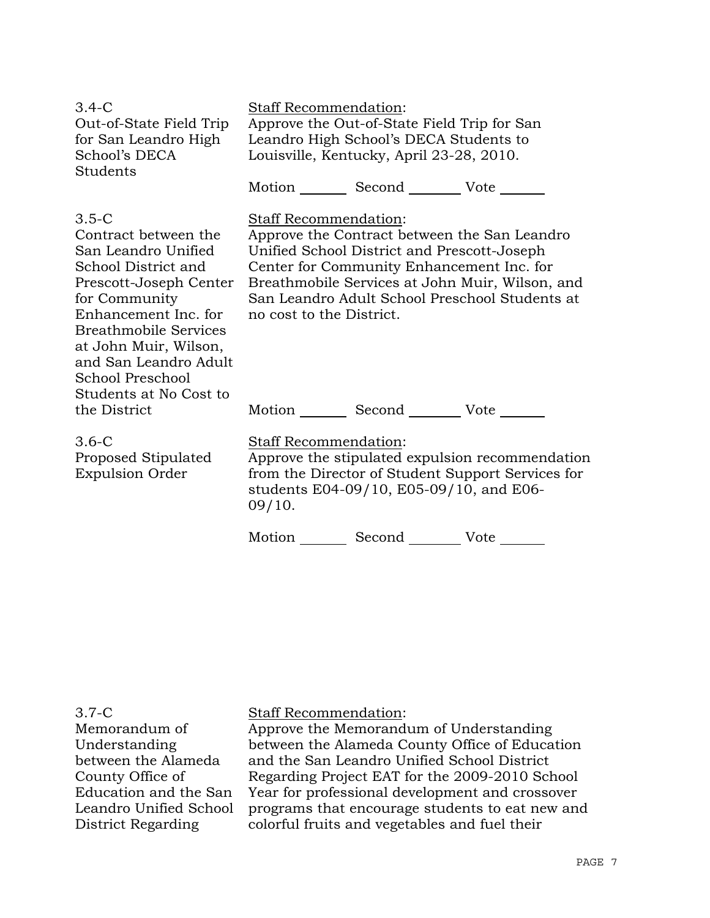3.4-C
Out-of-State Field Trip for San Leandro High School's DECA Students

Staff Recommendation:
Approve the Out-of-State Field Trip for San Leandro High School's DECA Students to Louisville, Kentucky, April 23-28, 2010.

Motion _______ Second _______ Vote _______

3.5-C
Contract between the San Leandro Unified School District and Prescott-Joseph Center for Community Enhancement Inc. for Breathmobile Services at John Muir, Wilson, and San Leandro Adult School Preschool Students at No Cost to the District

Staff Recommendation:
Approve the Contract between the San Leandro Unified School District and Prescott-Joseph Center for Community Enhancement Inc. for Breathmobile Services at John Muir, Wilson, and San Leandro Adult School Preschool Students at no cost to the District.

Motion _______ Second _______ Vote _______

3.6-C
Proposed Stipulated Expulsion Order

Staff Recommendation:
Approve the stipulated expulsion recommendation from the Director of Student Support Services for students E04-09/10, E05-09/10, and E06-09/10.

Motion _______ Second _______ Vote _______

3.7-C
Memorandum of Understanding between the Alameda County Office of Education and the San Leandro Unified School District Regarding

Staff Recommendation:
Approve the Memorandum of Understanding between the Alameda County Office of Education and the San Leandro Unified School District Regarding Project EAT for the 2009-2010 School Year for professional development and crossover programs that encourage students to eat new and colorful fruits and vegetables and fuel their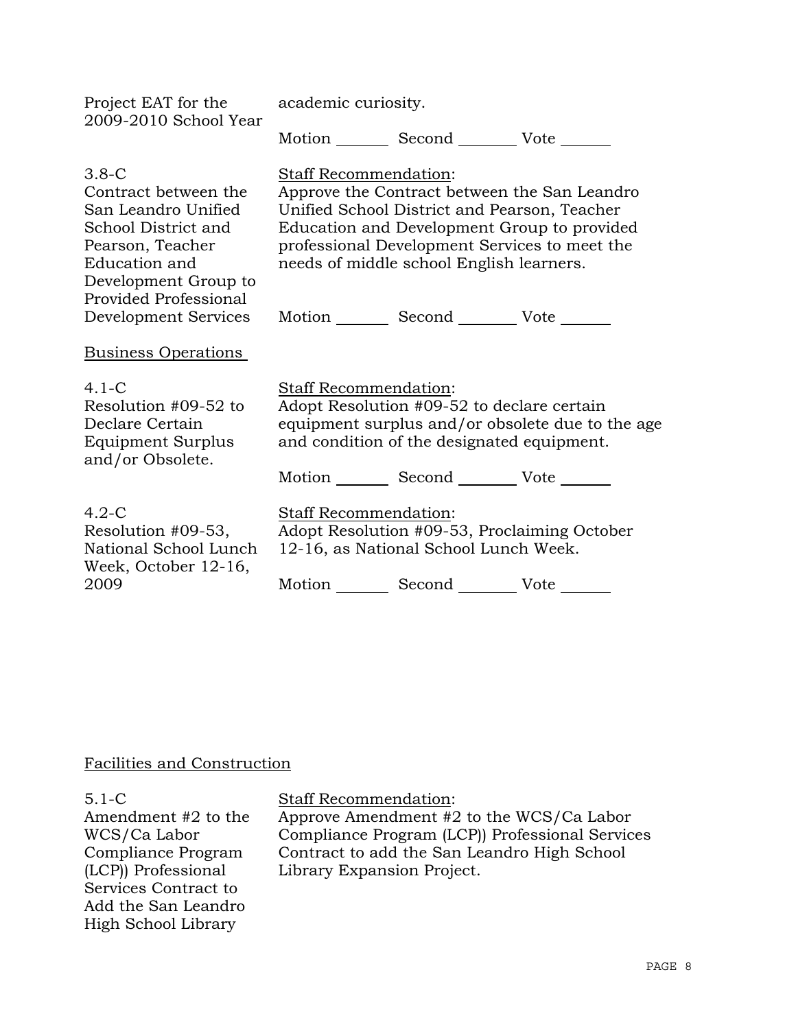| | |
|---|---|
| Project EAT for the 2009-2010 School Year | academic curiosity.<br><br>Motion _______ Second _______ Vote ______ |
| 3.8-C<br>Contract between the San Leandro Unified School District and Pearson, Teacher Education and Development Group to Provided Professional Development Services | Staff Recommendation:<br>Approve the Contract between the San Leandro Unified School District and Pearson, Teacher Education and Development Group to provided professional Development Services to meet the needs of middle school English learners.<br><br>Motion _______ Second _______ Vote ______ |

Business Operations

| | |
|---|---|
| 4.1-C<br>Resolution #09-52 to Declare Certain Equipment Surplus and/or Obsolete. | Staff Recommendation:<br>Adopt Resolution #09-52 to declare certain equipment surplus and/or obsolete due to the age and condition of the designated equipment.<br><br>Motion _______ Second _______ Vote ______ |
| 4.2-C<br>Resolution #09-53, National School Lunch Week, October 12-16, 2009 | Staff Recommendation:<br>Adopt Resolution #09-53, Proclaiming October 12-16, as National School Lunch Week.<br><br>Motion _______ Second _______ Vote ______ |

Facilities and Construction

| | |
|---|---|
| 5.1-C<br>Amendment #2 to the WCS/Ca Labor Compliance Program (LCP)) Professional Services Contract to Add the San Leandro High School Library | Staff Recommendation:<br>Approve Amendment #2 to the WCS/Ca Labor Compliance Program (LCP)) Professional Services Contract to add the San Leandro High School Library Expansion Project. |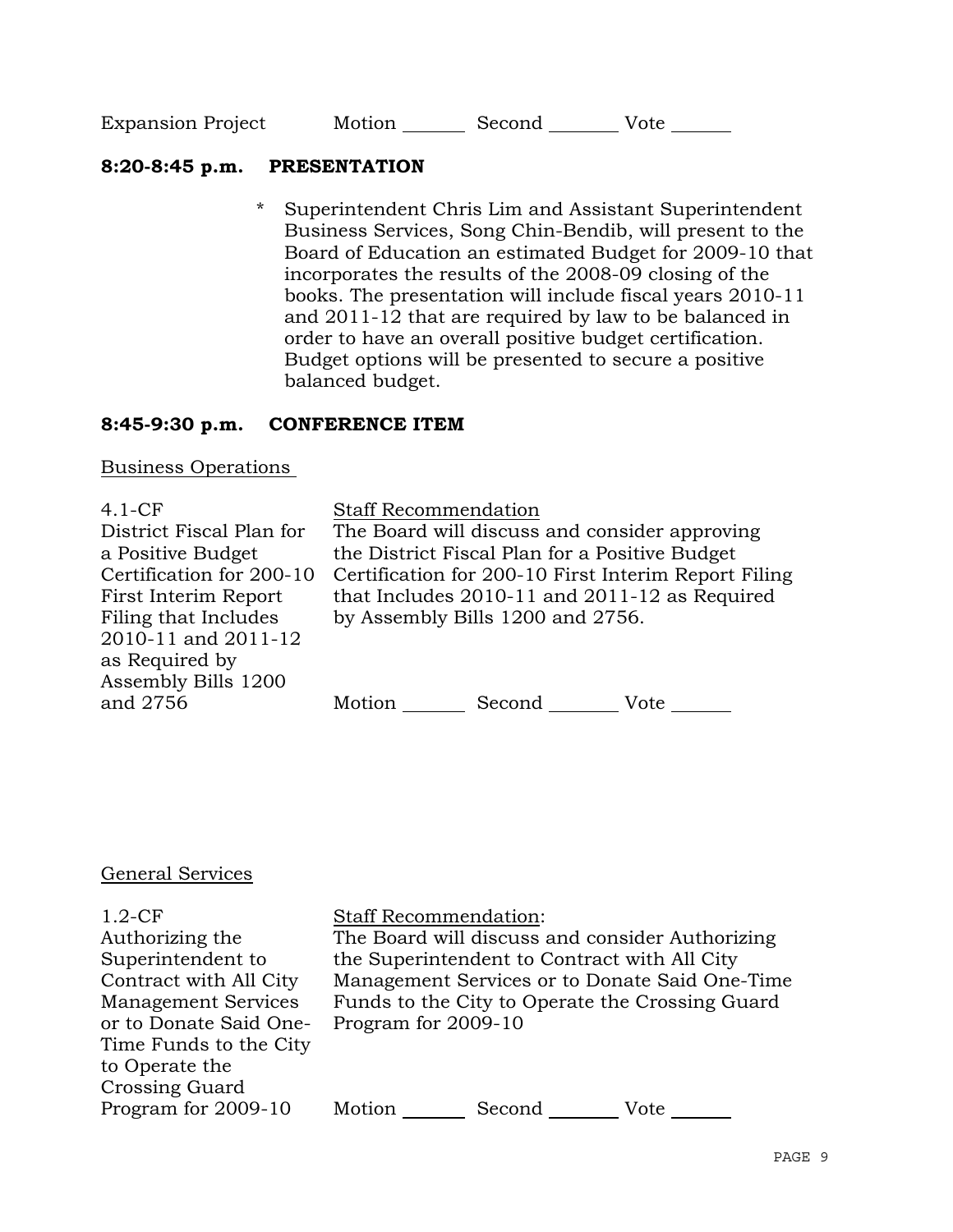Expansion Project Motion _______ Second _______ Vote _______

**8:20-8:45 p.m. PRESENTATION**

* Superintendent Chris Lim and Assistant Superintendent Business Services, Song Chin-Bendib, will present to the Board of Education an estimated Budget for 2009-10 that incorporates the results of the 2008-09 closing of the books. The presentation will include fiscal years 2010-11 and 2011-12 that are required by law to be balanced in order to have an overall positive budget certification. Budget options will be presented to secure a positive balanced budget.

**8:45-9:30 p.m. CONFERENCE ITEM**

Business Operations

4.1-CF
District Fiscal Plan for a Positive Budget Certification for 200-10 First Interim Report Filing that Includes 2010-11 and 2011-12 as Required by Assembly Bills 1200 and 2756

Staff Recommendation
The Board will discuss and consider approving the District Fiscal Plan for a Positive Budget Certification for 200-10 First Interim Report Filing that Includes 2010-11 and 2011-12 as Required by Assembly Bills 1200 and 2756.

Motion _______ Second _______ Vote _______

General Services

1.2-CF
Authorizing the Superintendent to Contract with All City Management Services or to Donate Said One-Time Funds to the City to Operate the Crossing Guard Program for 2009-10

Staff Recommendation:
The Board will discuss and consider Authorizing the Superintendent to Contract with All City Management Services or to Donate Said One-Time Funds to the City to Operate the Crossing Guard Program for 2009-10

Motion _______ Second _______ Vote _______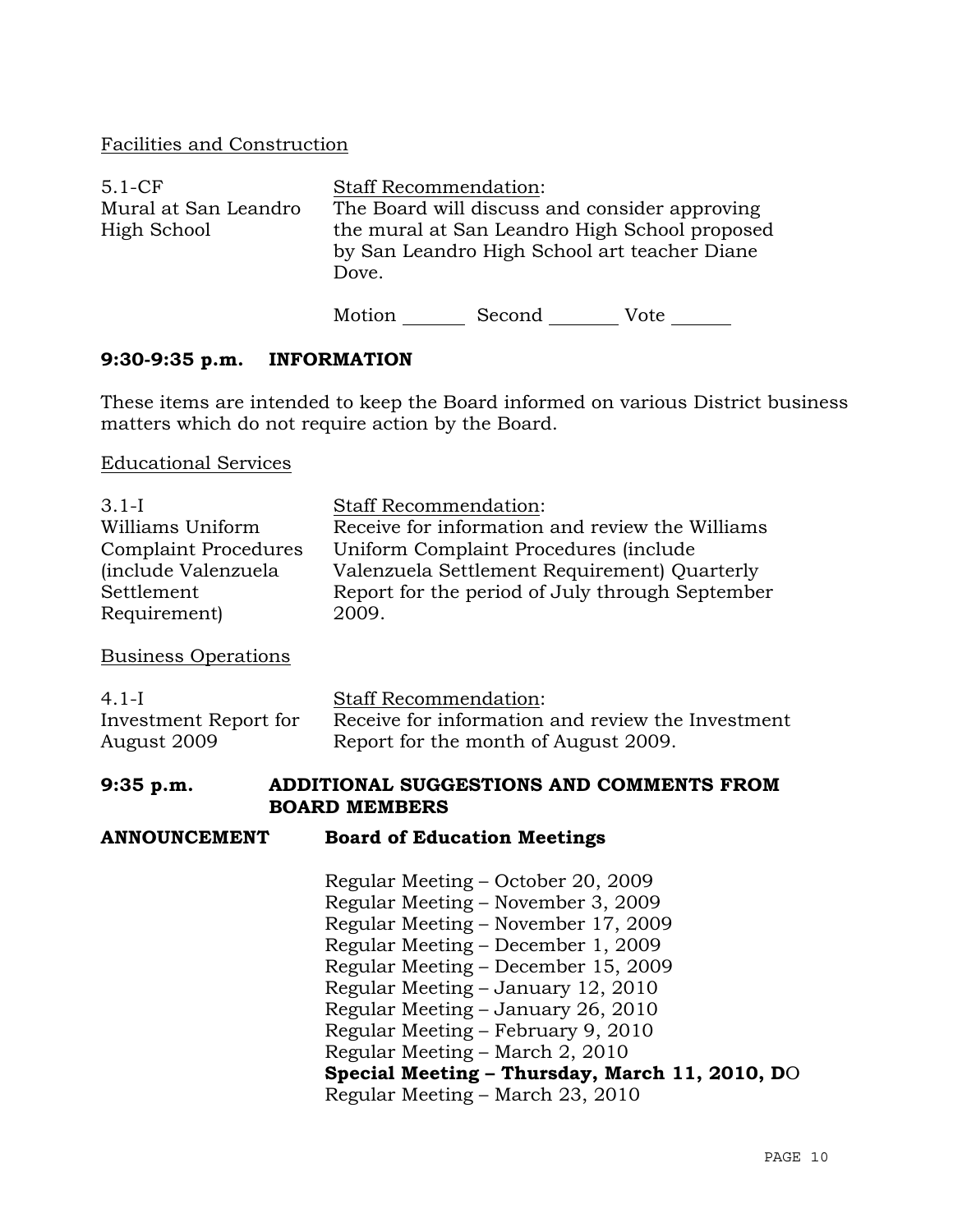Facilities and Construction

| | |
|---|---|
| 5.1-CF<br>Mural at San Leandro High School | Staff Recommendation:<br>The Board will discuss and consider approving the mural at San Leandro High School proposed by San Leandro High School art teacher Diane Dove.<br><br>Motion ______ Second ______ Vote ______ |

**9:30-9:35 p.m. INFORMATION**

These items are intended to keep the Board informed on various District business matters which do not require action by the Board.

Educational Services

| | |
|---|---|
| 3.1-I<br>Williams Uniform Complaint Procedures (include Valenzuela Settlement Requirement) | Staff Recommendation:<br>Receive for information and review the Williams Uniform Complaint Procedures (include Valenzuela Settlement Requirement) Quarterly Report for the period of July through September 2009. |

Business Operations

| | |
|---|---|
| 4.1-I<br>Investment Report for August 2009 | Staff Recommendation:<br>Receive for information and review the Investment Report for the month of August 2009. |

**9:35 p.m. ADDITIONAL SUGGESTIONS AND COMMENTS FROM BOARD MEMBERS**

**ANNOUNCEMENT Board of Education Meetings**

Regular Meeting – October 20, 2009
Regular Meeting – November 3, 2009
Regular Meeting – November 17, 2009
Regular Meeting – December 1, 2009
Regular Meeting – December 15, 2009
Regular Meeting – January 12, 2010
Regular Meeting – January 26, 2010
Regular Meeting – February 9, 2010
Regular Meeting – March 2, 2010
**Special Meeting – Thursday, March 11, 2010, D**O
Regular Meeting – March 23, 2010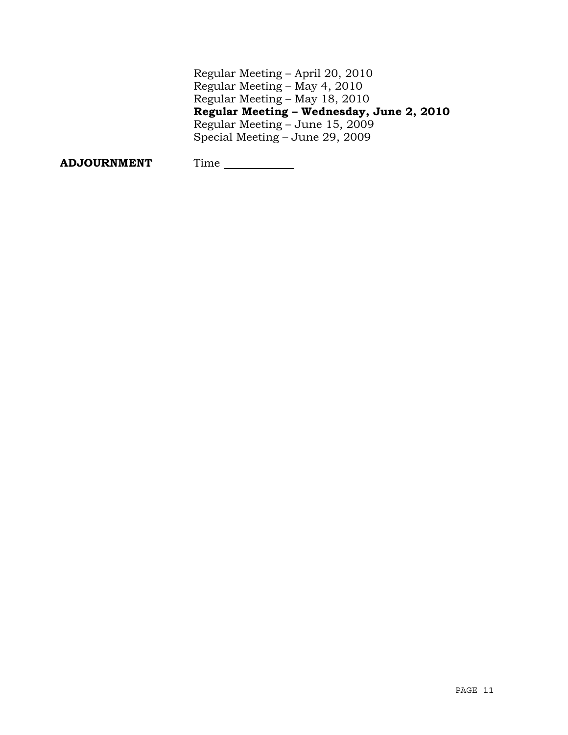Regular Meeting – April 20, 2010
Regular Meeting – May 4, 2010
Regular Meeting – May 18, 2010
**Regular Meeting – Wednesday, June 2, 2010**
Regular Meeting – June 15, 2009
Special Meeting – June 29, 2009

**ADJOURNMENT** Time ____________